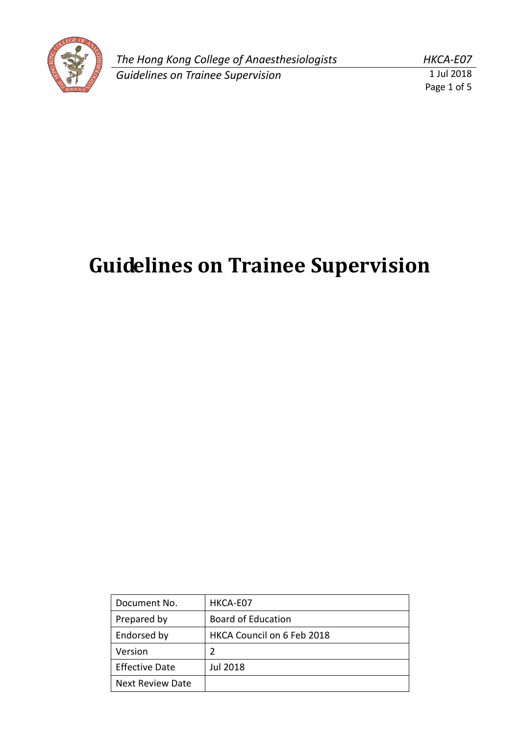# Guidelines on Trainee Supervision

| Document No. | HKCA-E07 |
| --- | --- |
| Prepared by | Board of Education |
| Endorsed by | HKCA Council on 6 Feb 2018 |
| Version | 2 |
| Effective Date | Jul 2018 |
| Next Review Date | |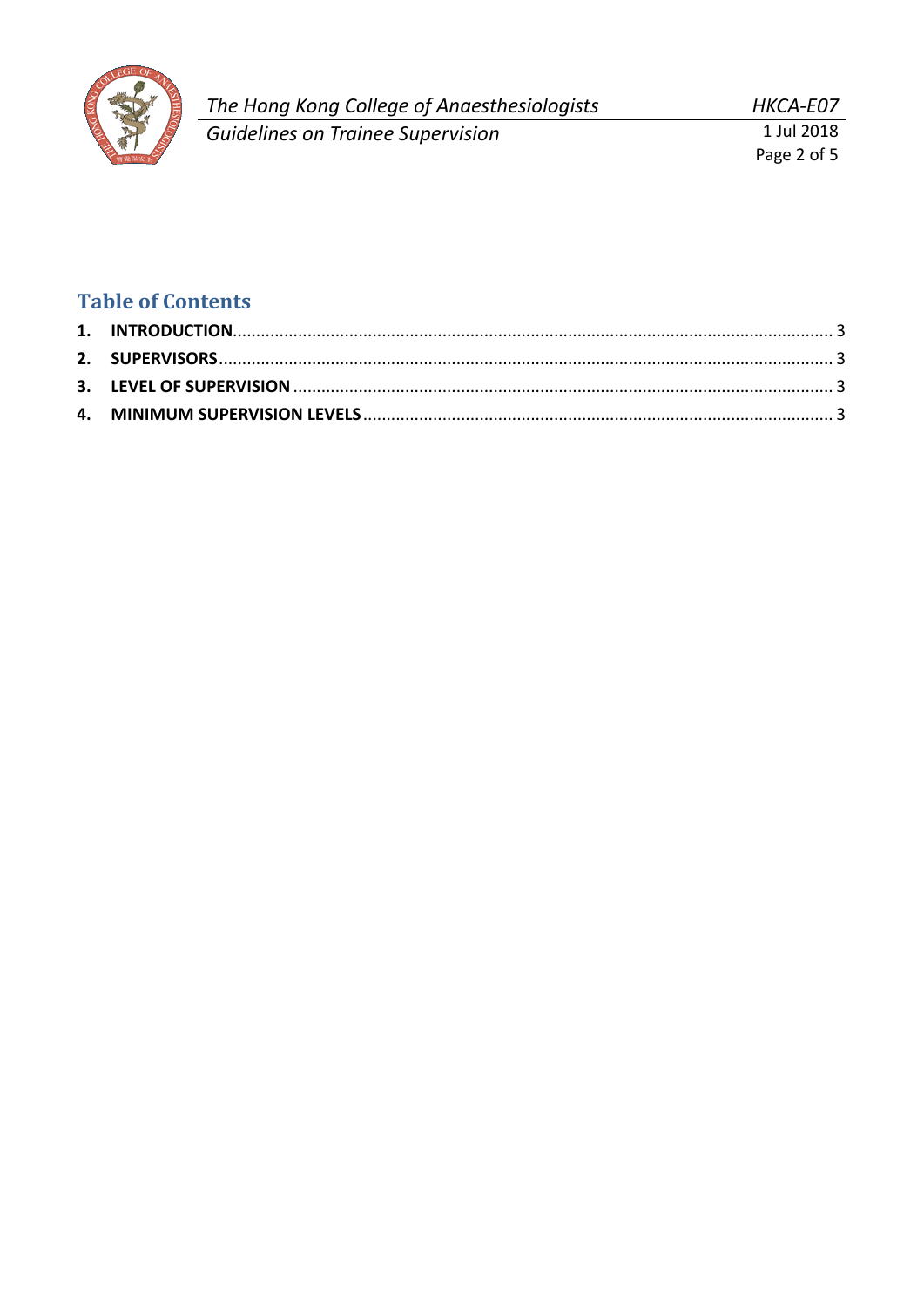## Table of Contents

**1. INTRODUCTION** .......... 3

**2. SUPERVISORS** .......... 3

**3. LEVEL OF SUPERVISION** .......... 3

**4. MINIMUM SUPERVISION LEVELS** .......... 3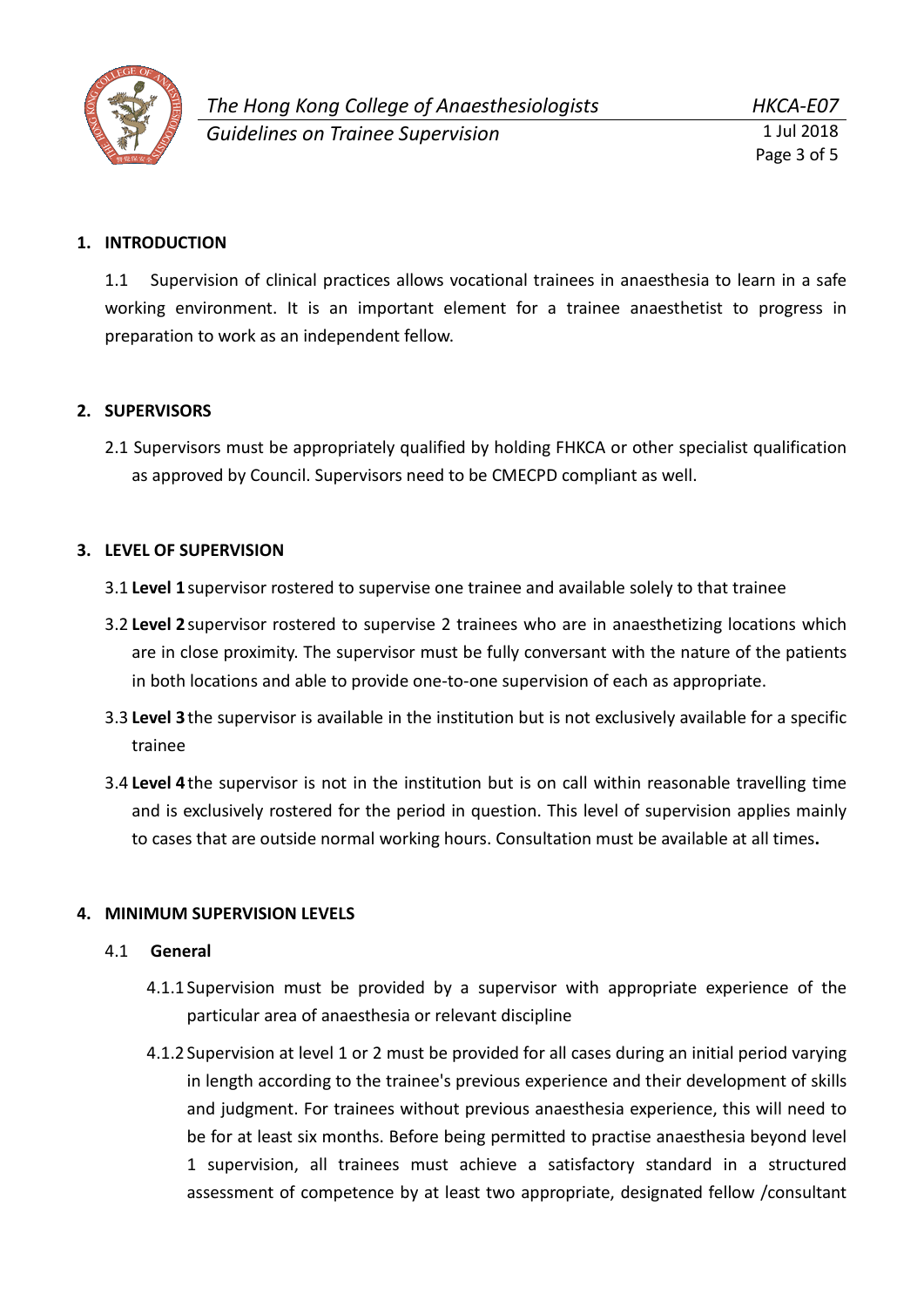## 1. INTRODUCTION

1.1 Supervision of clinical practices allows vocational trainees in anaesthesia to learn in a safe working environment. It is an important element for a trainee anaesthetist to progress in preparation to work as an independent fellow.

## 2. SUPERVISORS

2.1 Supervisors must be appropriately qualified by holding FHKCA or other specialist qualification as approved by Council. Supervisors need to be CMECPD compliant as well.

## 3. LEVEL OF SUPERVISION

3.1 **Level 1** supervisor rostered to supervise one trainee and available solely to that trainee

3.2 **Level 2** supervisor rostered to supervise 2 trainees who are in anaesthetizing locations which are in close proximity. The supervisor must be fully conversant with the nature of the patients in both locations and able to provide one-to-one supervision of each as appropriate.

3.3 **Level 3** the supervisor is available in the institution but is not exclusively available for a specific trainee

3.4 **Level 4** the supervisor is not in the institution but is on call within reasonable travelling time and is exclusively rostered for the period in question. This level of supervision applies mainly to cases that are outside normal working hours. Consultation must be available at all times**.**

## 4. MINIMUM SUPERVISION LEVELS

### 4.1 General

4.1.1 Supervision must be provided by a supervisor with appropriate experience of the particular area of anaesthesia or relevant discipline

4.1.2 Supervision at level 1 or 2 must be provided for all cases during an initial period varying in length according to the trainee's previous experience and their development of skills and judgment. For trainees without previous anaesthesia experience, this will need to be for at least six months. Before being permitted to practise anaesthesia beyond level 1 supervision, all trainees must achieve a satisfactory standard in a structured assessment of competence by at least two appropriate, designated fellow /consultant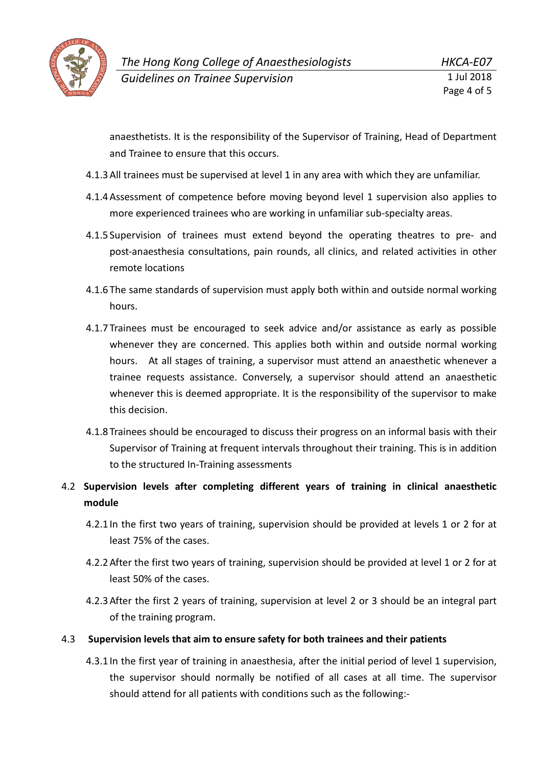anaesthetists. It is the responsibility of the Supervisor of Training, Head of Department and Trainee to ensure that this occurs.

4.1.3 All trainees must be supervised at level 1 in any area with which they are unfamiliar.

4.1.4 Assessment of competence before moving beyond level 1 supervision also applies to more experienced trainees who are working in unfamiliar sub-specialty areas.

4.1.5 Supervision of trainees must extend beyond the operating theatres to pre- and post-anaesthesia consultations, pain rounds, all clinics, and related activities in other remote locations

4.1.6 The same standards of supervision must apply both within and outside normal working hours.

4.1.7 Trainees must be encouraged to seek advice and/or assistance as early as possible whenever they are concerned. This applies both within and outside normal working hours. At all stages of training, a supervisor must attend an anaesthetic whenever a trainee requests assistance. Conversely, a supervisor should attend an anaesthetic whenever this is deemed appropriate. It is the responsibility of the supervisor to make this decision.

4.1.8 Trainees should be encouraged to discuss their progress on an informal basis with their Supervisor of Training at frequent intervals throughout their training. This is in addition to the structured In-Training assessments

### 4.2 Supervision levels after completing different years of training in clinical anaesthetic module

4.2.1 In the first two years of training, supervision should be provided at levels 1 or 2 for at least 75% of the cases.

4.2.2 After the first two years of training, supervision should be provided at level 1 or 2 for at least 50% of the cases.

4.2.3 After the first 2 years of training, supervision at level 2 or 3 should be an integral part of the training program.

### 4.3 Supervision levels that aim to ensure safety for both trainees and their patients

4.3.1 In the first year of training in anaesthesia, after the initial period of level 1 supervision, the supervisor should normally be notified of all cases at all time. The supervisor should attend for all patients with conditions such as the following:-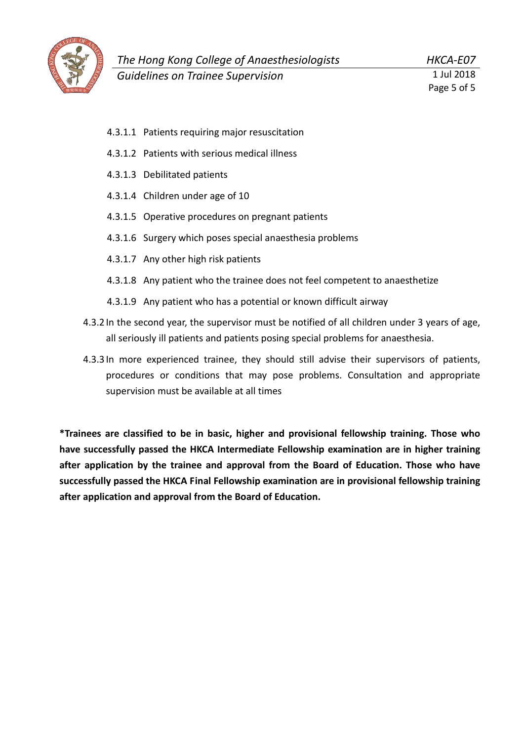- 4.3.1.1 Patients requiring major resuscitation
- 4.3.1.2 Patients with serious medical illness
- 4.3.1.3 Debilitated patients
- 4.3.1.4 Children under age of 10
- 4.3.1.5 Operative procedures on pregnant patients
- 4.3.1.6 Surgery which poses special anaesthesia problems
- 4.3.1.7 Any other high risk patients
- 4.3.1.8 Any patient who the trainee does not feel competent to anaesthetize
- 4.3.1.9 Any patient who has a potential or known difficult airway

4.3.2 In the second year, the supervisor must be notified of all children under 3 years of age, all seriously ill patients and patients posing special problems for anaesthesia.

4.3.3 In more experienced trainee, they should still advise their supervisors of patients, procedures or conditions that may pose problems. Consultation and appropriate supervision must be available at all times

**\*Trainees are classified to be in basic, higher and provisional fellowship training. Those who have successfully passed the HKCA Intermediate Fellowship examination are in higher training after application by the trainee and approval from the Board of Education. Those who have successfully passed the HKCA Final Fellowship examination are in provisional fellowship training after application and approval from the Board of Education.**